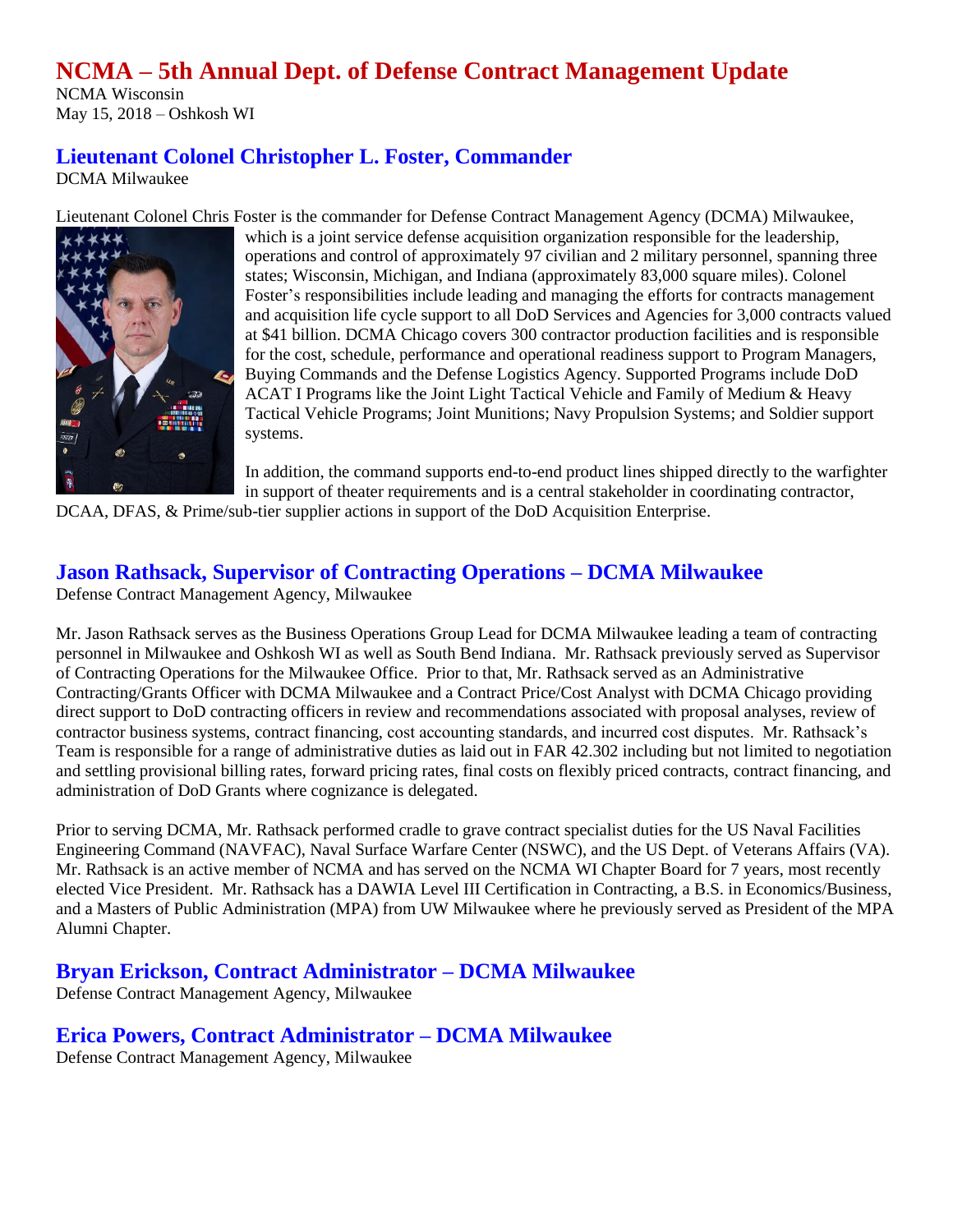# NCMA – 5th Annual Dept. of Defense Contract Management Update

NCMA Wisconsin
May 15, 2018 – Oshkosh WI

## Lieutenant Colonel Christopher L. Foster, Commander

DCMA Milwaukee

Lieutenant Colonel Chris Foster is the commander for Defense Contract Management Agency (DCMA) Milwaukee, which is a joint service defense acquisition organization responsible for the leadership, operations and control of approximately 97 civilian and 2 military personnel, spanning three states; Wisconsin, Michigan, and Indiana (approximately 83,000 square miles). Colonel Foster's responsibilities include leading and managing the efforts for contracts management and acquisition life cycle support to all DoD Services and Agencies for 3,000 contracts valued at $41 billion. DCMA Chicago covers 300 contractor production facilities and is responsible for the cost, schedule, performance and operational readiness support to Program Managers, Buying Commands and the Defense Logistics Agency. Supported Programs include DoD ACAT I Programs like the Joint Light Tactical Vehicle and Family of Medium & Heavy Tactical Vehicle Programs; Joint Munitions; Navy Propulsion Systems; and Soldier support systems.

In addition, the command supports end-to-end product lines shipped directly to the warfighter in support of theater requirements and is a central stakeholder in coordinating contractor, DCAA, DFAS, & Prime/sub-tier supplier actions in support of the DoD Acquisition Enterprise.

## Jason Rathsack, Supervisor of Contracting Operations – DCMA Milwaukee

Defense Contract Management Agency, Milwaukee

Mr. Jason Rathsack serves as the Business Operations Group Lead for DCMA Milwaukee leading a team of contracting personnel in Milwaukee and Oshkosh WI as well as South Bend Indiana. Mr. Rathsack previously served as Supervisor of Contracting Operations for the Milwaukee Office. Prior to that, Mr. Rathsack served as an Administrative Contracting/Grants Officer with DCMA Milwaukee and a Contract Price/Cost Analyst with DCMA Chicago providing direct support to DoD contracting officers in review and recommendations associated with proposal analyses, review of contractor business systems, contract financing, cost accounting standards, and incurred cost disputes. Mr. Rathsack's Team is responsible for a range of administrative duties as laid out in FAR 42.302 including but not limited to negotiation and settling provisional billing rates, forward pricing rates, final costs on flexibly priced contracts, contract financing, and administration of DoD Grants where cognizance is delegated.

Prior to serving DCMA, Mr. Rathsack performed cradle to grave contract specialist duties for the US Naval Facilities Engineering Command (NAVFAC), Naval Surface Warfare Center (NSWC), and the US Dept. of Veterans Affairs (VA). Mr. Rathsack is an active member of NCMA and has served on the NCMA WI Chapter Board for 7 years, most recently elected Vice President. Mr. Rathsack has a DAWIA Level III Certification in Contracting, a B.S. in Economics/Business, and a Masters of Public Administration (MPA) from UW Milwaukee where he previously served as President of the MPA Alumni Chapter.

## Bryan Erickson, Contract Administrator – DCMA Milwaukee

Defense Contract Management Agency, Milwaukee

## Erica Powers, Contract Administrator – DCMA Milwaukee

Defense Contract Management Agency, Milwaukee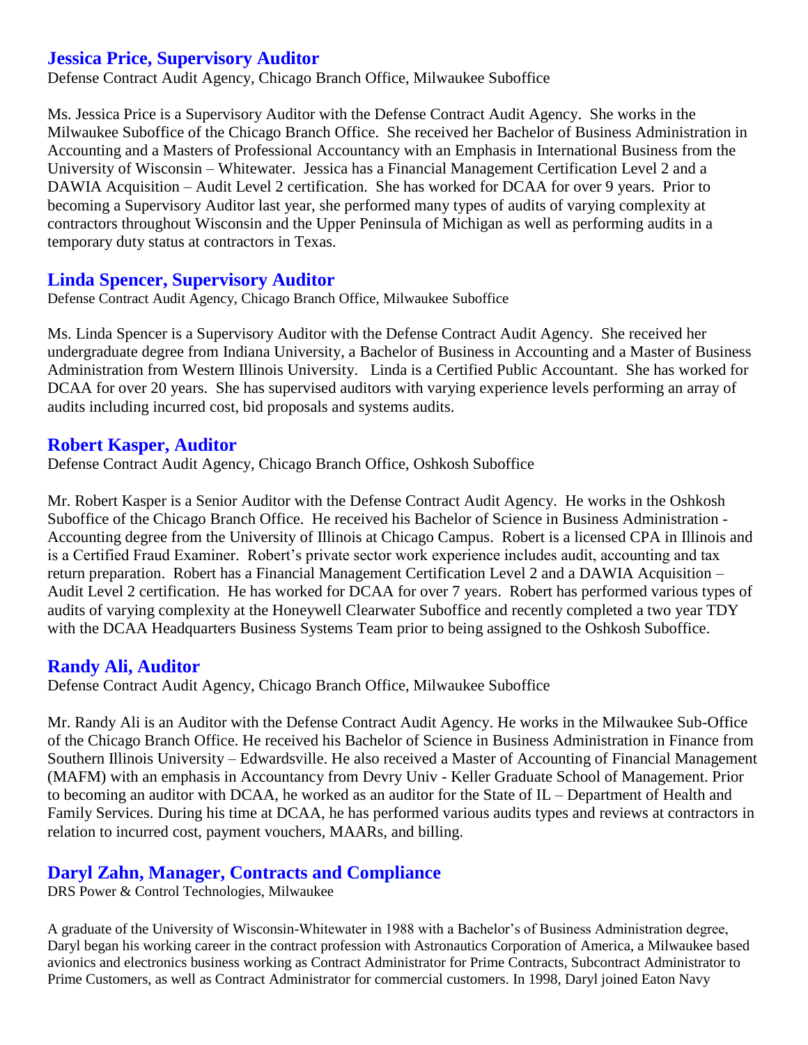## Jessica Price, Supervisory Auditor

Defense Contract Audit Agency, Chicago Branch Office, Milwaukee Suboffice

Ms. Jessica Price is a Supervisory Auditor with the Defense Contract Audit Agency. She works in the Milwaukee Suboffice of the Chicago Branch Office. She received her Bachelor of Business Administration in Accounting and a Masters of Professional Accountancy with an Emphasis in International Business from the University of Wisconsin – Whitewater. Jessica has a Financial Management Certification Level 2 and a DAWIA Acquisition – Audit Level 2 certification. She has worked for DCAA for over 9 years. Prior to becoming a Supervisory Auditor last year, she performed many types of audits of varying complexity at contractors throughout Wisconsin and the Upper Peninsula of Michigan as well as performing audits in a temporary duty status at contractors in Texas.

## Linda Spencer, Supervisory Auditor

Defense Contract Audit Agency, Chicago Branch Office, Milwaukee Suboffice

Ms. Linda Spencer is a Supervisory Auditor with the Defense Contract Audit Agency. She received her undergraduate degree from Indiana University, a Bachelor of Business in Accounting and a Master of Business Administration from Western Illinois University. Linda is a Certified Public Accountant. She has worked for DCAA for over 20 years. She has supervised auditors with varying experience levels performing an array of audits including incurred cost, bid proposals and systems audits.

## Robert Kasper, Auditor

Defense Contract Audit Agency, Chicago Branch Office, Oshkosh Suboffice

Mr. Robert Kasper is a Senior Auditor with the Defense Contract Audit Agency. He works in the Oshkosh Suboffice of the Chicago Branch Office. He received his Bachelor of Science in Business Administration - Accounting degree from the University of Illinois at Chicago Campus. Robert is a licensed CPA in Illinois and is a Certified Fraud Examiner. Robert's private sector work experience includes audit, accounting and tax return preparation. Robert has a Financial Management Certification Level 2 and a DAWIA Acquisition – Audit Level 2 certification. He has worked for DCAA for over 7 years. Robert has performed various types of audits of varying complexity at the Honeywell Clearwater Suboffice and recently completed a two year TDY with the DCAA Headquarters Business Systems Team prior to being assigned to the Oshkosh Suboffice.

## Randy Ali, Auditor

Defense Contract Audit Agency, Chicago Branch Office, Milwaukee Suboffice

Mr. Randy Ali is an Auditor with the Defense Contract Audit Agency. He works in the Milwaukee Sub-Office of the Chicago Branch Office. He received his Bachelor of Science in Business Administration in Finance from Southern Illinois University – Edwardsville. He also received a Master of Accounting of Financial Management (MAFM) with an emphasis in Accountancy from Devry Univ - Keller Graduate School of Management. Prior to becoming an auditor with DCAA, he worked as an auditor for the State of IL – Department of Health and Family Services. During his time at DCAA, he has performed various audits types and reviews at contractors in relation to incurred cost, payment vouchers, MAARs, and billing.

## Daryl Zahn, Manager, Contracts and Compliance

DRS Power & Control Technologies, Milwaukee

A graduate of the University of Wisconsin-Whitewater in 1988 with a Bachelor's of Business Administration degree, Daryl began his working career in the contract profession with Astronautics Corporation of America, a Milwaukee based avionics and electronics business working as Contract Administrator for Prime Contracts, Subcontract Administrator to Prime Customers, as well as Contract Administrator for commercial customers. In 1998, Daryl joined Eaton Navy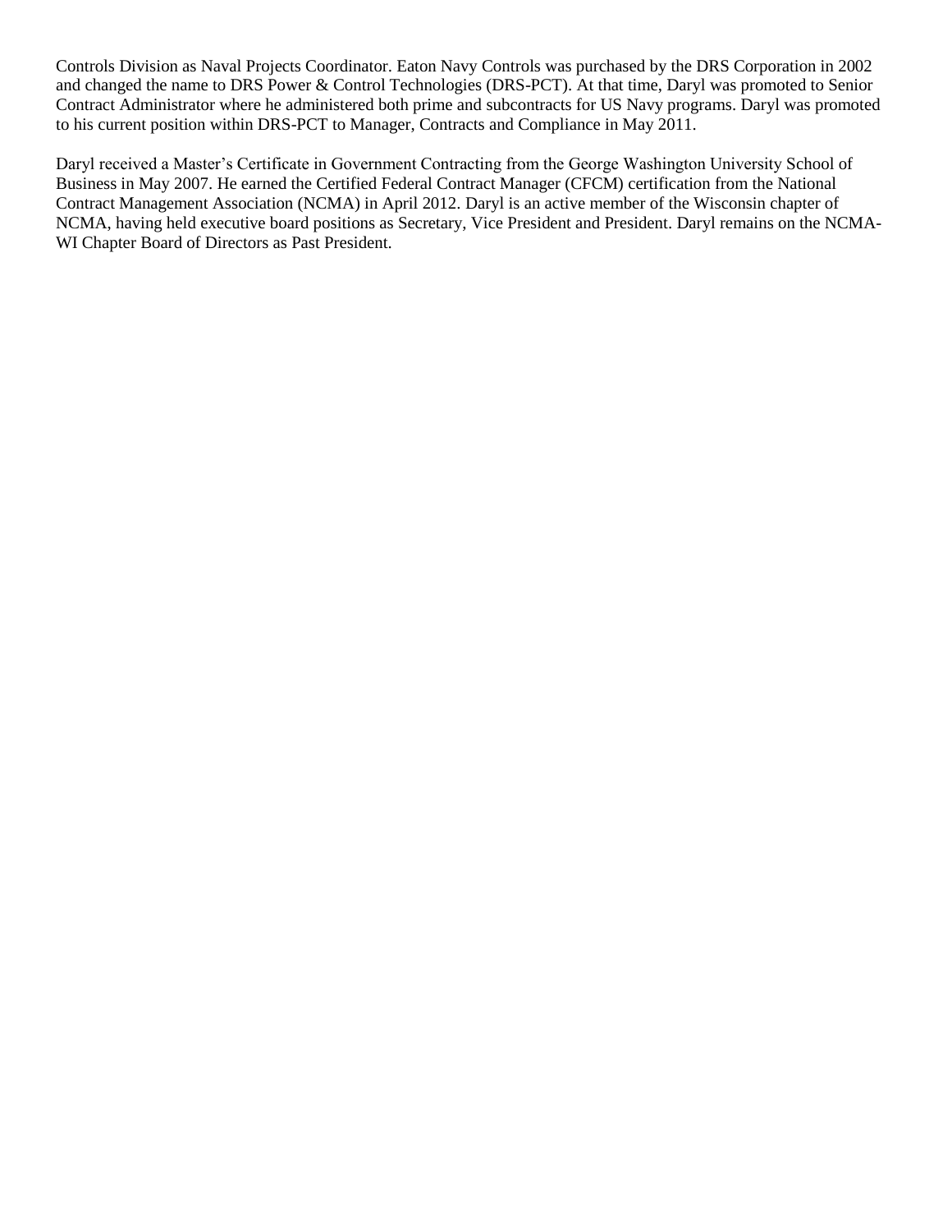Controls Division as Naval Projects Coordinator. Eaton Navy Controls was purchased by the DRS Corporation in 2002 and changed the name to DRS Power & Control Technologies (DRS-PCT). At that time, Daryl was promoted to Senior Contract Administrator where he administered both prime and subcontracts for US Navy programs. Daryl was promoted to his current position within DRS-PCT to Manager, Contracts and Compliance in May 2011.

Daryl received a Master's Certificate in Government Contracting from the George Washington University School of Business in May 2007. He earned the Certified Federal Contract Manager (CFCM) certification from the National Contract Management Association (NCMA) in April 2012. Daryl is an active member of the Wisconsin chapter of NCMA, having held executive board positions as Secretary, Vice President and President. Daryl remains on the NCMA-WI Chapter Board of Directors as Past President.